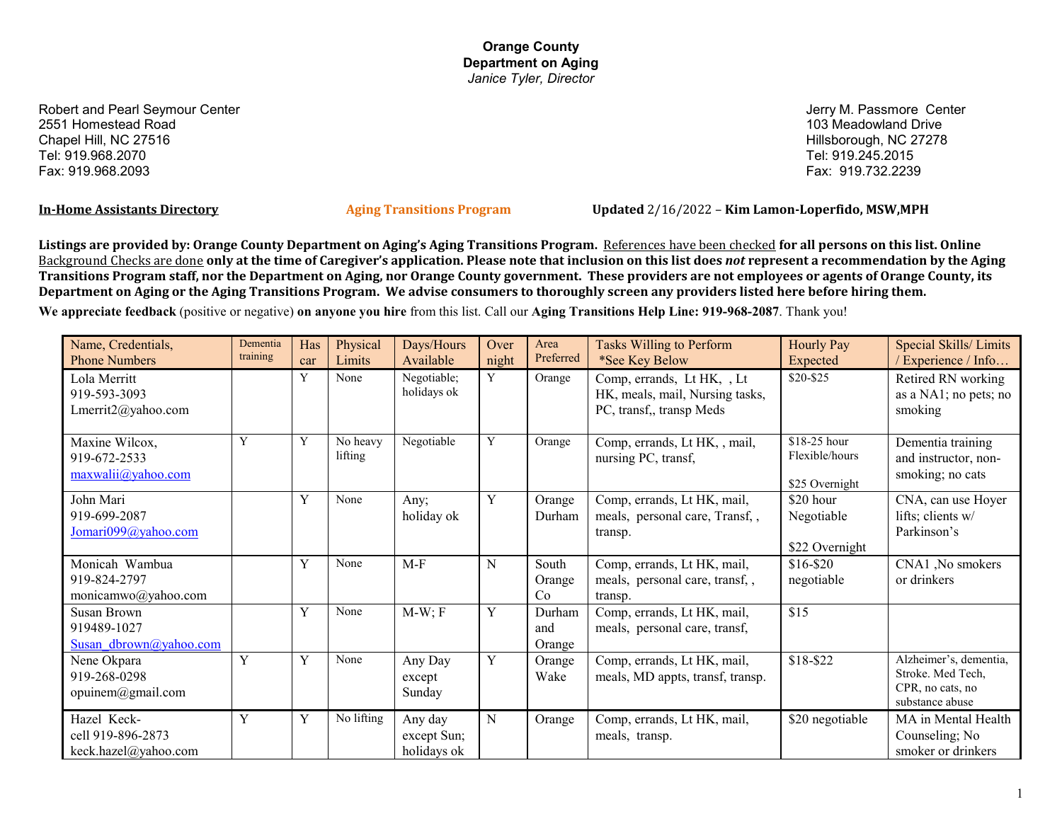**Orange County**
**Department on Aging**
*Janice Tyler, Director*

Robert and Pearl Seymour Center
2551 Homestead Road
Chapel Hill, NC 27516
Tel: 919.968.2070
Fax: 919.968.2093

Jerry M. Passmore Center
103 Meadowland Drive
Hillsborough, NC 27278
Tel: 919.245.2015
Fax: 919.732.2239

**In-Home Assistants Directory** **Aging Transitions Program** **Updated** 2/16/2022 – **Kim Lamon-Loperfido, MSW,MPH**

**Listings are provided by: Orange County Department on Aging's Aging Transitions Program.** References have been checked **for all persons on this list. Online** Background Checks are done **only at the time of Caregiver's application. Please note that inclusion on this list does *not* represent a recommendation by the Aging Transitions Program staff, nor the Department on Aging, nor Orange County government. These providers are not employees or agents of Orange County, its Department on Aging or the Aging Transitions Program. We advise consumers to thoroughly screen any providers listed here before hiring them.**

**We appreciate feedback** (positive or negative) **on anyone you hire** from this list. Call our **Aging Transitions Help Line: 919-968-2087**. Thank you!

| Name, Credentials, Phone Numbers | Dementia training | Has car | Physical Limits | Days/Hours Available | Over night | Area Preferred | Tasks Willing to Perform *See Key Below | Hourly Pay Expected | Special Skills/ Limits / Experience / Info… |
|---|---|---|---|---|---|---|---|---|---|
| Lola Merritt 919-593-3093 Lmerrit2@yahoo.com | | Y | None | Negotiable; holidays ok | Y | Orange | Comp, errands, Lt HK, , Lt HK, meals, mail, Nursing tasks, PC, transf,, transp Meds | $20-$25 | Retired RN working as a NA1; no pets; no smoking |
| Maxine Wilcox, 919-672-2533 maxwalii@yahoo.com | Y | Y | No heavy lifting | Negotiable | Y | Orange | Comp, errands, Lt HK, , mail, nursing PC, transf, | $18-25 hour Flexible/hours $25 Overnight | Dementia training and instructor, non-smoking; no cats |
| John Mari 919-699-2087 Jomari099@yahoo.com | | Y | None | Any; holiday ok | Y | Orange Durham | Comp, errands, Lt HK, mail, meals, personal care, Transf, , transp. | $20 hour Negotiable $22 Overnight | CNA, can use Hoyer lifts; clients w/ Parkinson's |
| Monicah Wambua 919-824-2797 monicamwo@yahoo.com | | Y | None | M-F | N | South Orange Co | Comp, errands, Lt HK, mail, meals, personal care, transf, , transp. | $16-$20 negotiable | CNA1 ,No smokers or drinkers |
| Susan Brown 919489-1027 Susan_dbrown@yahoo.com | | Y | None | M-W; F | Y | Durham and Orange | Comp, errands, Lt HK, mail, meals, personal care, transf, | $15 | |
| Nene Okpara 919-268-0298 opuinem@gmail.com | Y | Y | None | Any Day except Sunday | Y | Orange Wake | Comp, errands, Lt HK, mail, meals, MD appts, transf, transp. | $18-$22 | Alzheimer's, dementia, Stroke. Med Tech, CPR, no cats, no substance abuse |
| Hazel Keck- cell 919-896-2873 keck.hazel@yahoo.com | Y | Y | No lifting | Any day except Sun; holidays ok | N | Orange | Comp, errands, Lt HK, mail, meals, transp. | $20 negotiable | MA in Mental Health Counseling; No smoker or drinkers |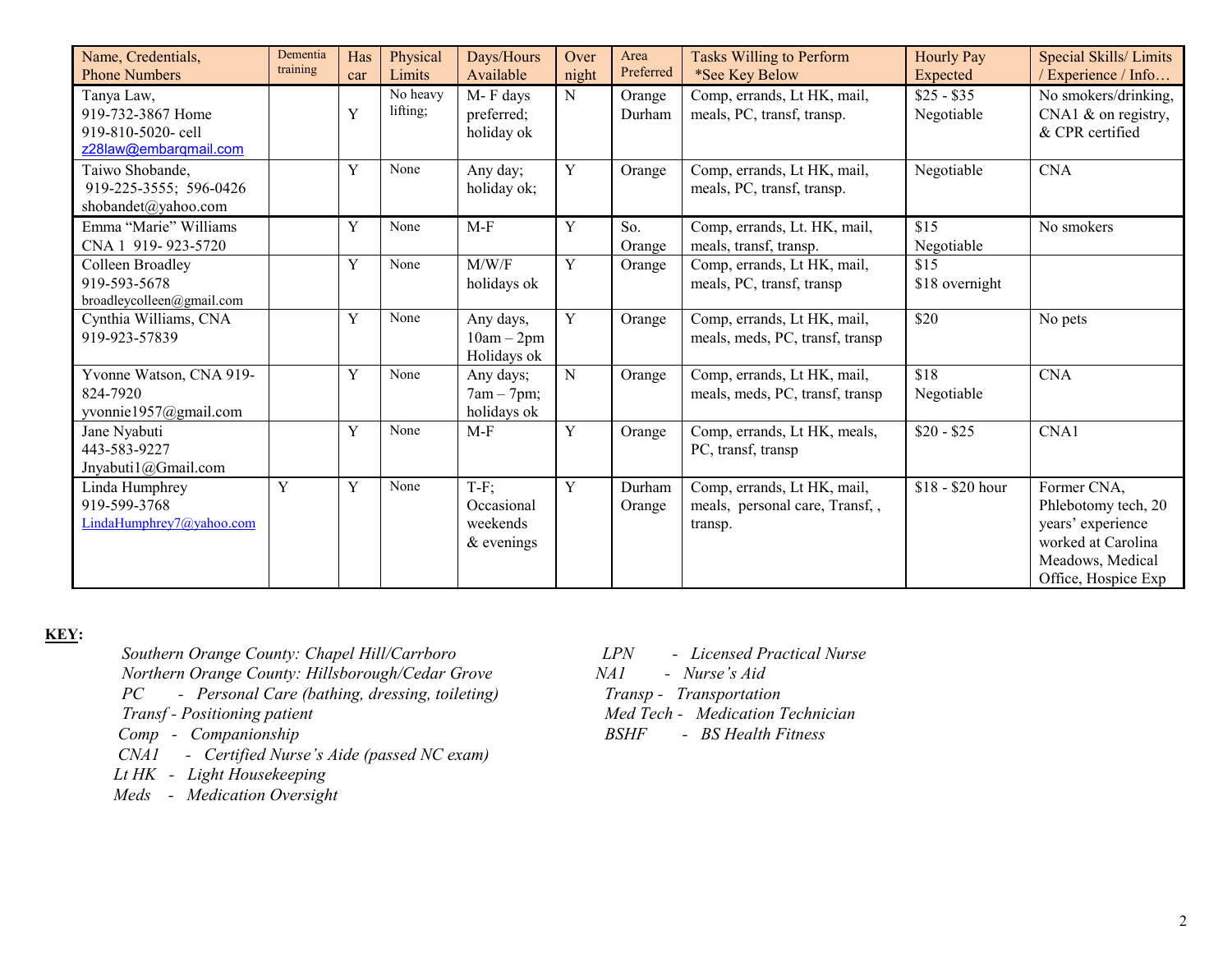| Name, Credentials, Phone Numbers | Dementia training | Has car | Physical Limits | Days/Hours Available | Over night | Area Preferred | Tasks Willing to Perform *See Key Below | Hourly Pay Expected | Special Skills/ Limits / Experience / Info… |
|---|---|---|---|---|---|---|---|---|---|
| Tanya Law, 919-732-3867 Home 919-810-5020- cell z28law@embarqmail.com | | Y | No heavy lifting; | M- F days preferred; holiday ok | N | Orange Durham | Comp, errands, Lt HK, mail, meals, PC, transf, transp. | $25 - $35 Negotiable | No smokers/drinking, CNA1 & on registry, & CPR certified |
| Taiwo Shobande, 919-225-3555; 596-0426 shobandet@yahoo.com | | Y | None | Any day; holiday ok; | Y | Orange | Comp, errands, Lt HK, mail, meals, PC, transf, transp. | Negotiable | CNA |
| Emma "Marie" Williams CNA 1 919- 923-5720 | | Y | None | M-F | Y | So. Orange | Comp, errands, Lt. HK, mail, meals, transf, transp. | $15 Negotiable | No smokers |
| Colleen Broadley 919-593-5678 broadleycolleen@gmail.com | | Y | None | M/W/F holidays ok | Y | Orange | Comp, errands, Lt HK, mail, meals, PC, transf, transp | $15 $18 overnight | |
| Cynthia Williams, CNA 919-923-57839 | | Y | None | Any days, 10am – 2pm Holidays ok | Y | Orange | Comp, errands, Lt HK, mail, meals, meds, PC, transf, transp | $20 | No pets |
| Yvonne Watson, CNA 919-824-7920 yvonnie1957@gmail.com | | Y | None | Any days; 7am – 7pm; holidays ok | N | Orange | Comp, errands, Lt HK, mail, meals, meds, PC, transf, transp | $18 Negotiable | CNA |
| Jane Nyabuti 443-583-9227 Jnyabuti1@Gmail.com | | Y | None | M-F | Y | Orange | Comp, errands, Lt HK, meals, PC, transf, transp | $20 - $25 | CNA1 |
| Linda Humphrey 919-599-3768 LindaHumphrey7@yahoo.com | Y | Y | None | T-F; Occasional weekends & evenings | Y | Durham Orange | Comp, errands, Lt HK, mail, meals, personal care, Transf, , transp. | $18 - $20 hour | Former CNA, Phlebotomy tech, 20 years' experience worked at Carolina Meadows, Medical Office, Hospice Exp |

**KEY:**

*Southern Orange County: Chapel Hill/Carrboro*
*Northern Orange County: Hillsborough/Cedar Grove*
*PC - Personal Care (bathing, dressing, toileting)*
*Transf - Positioning patient*
*Comp - Companionship*
*CNA1 - Certified Nurse's Aide (passed NC exam)*
*Lt HK - Light Housekeeping*
*Meds - Medication Oversight*

*LPN - Licensed Practical Nurse*
*NA1 - Nurse's Aid*
*Transp - Transportation*
*Med Tech - Medication Technician*
*BSHF - BS Health Fitness*